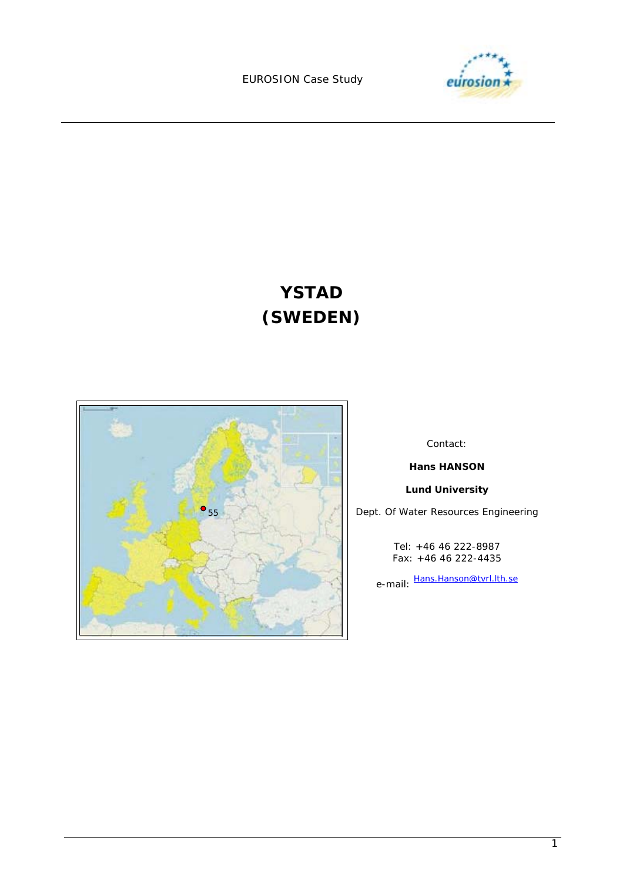EUROSION Case Study

# YSTAD
# (SWEDEN)

Contact:

**Hans HANSON**

**Lund University**

Dept. Of Water Resources Engineering

Tel: +46 46 222-8987
Fax: +46 46 222-4435

e-mail: Hans.Hanson@tvrl.lth.se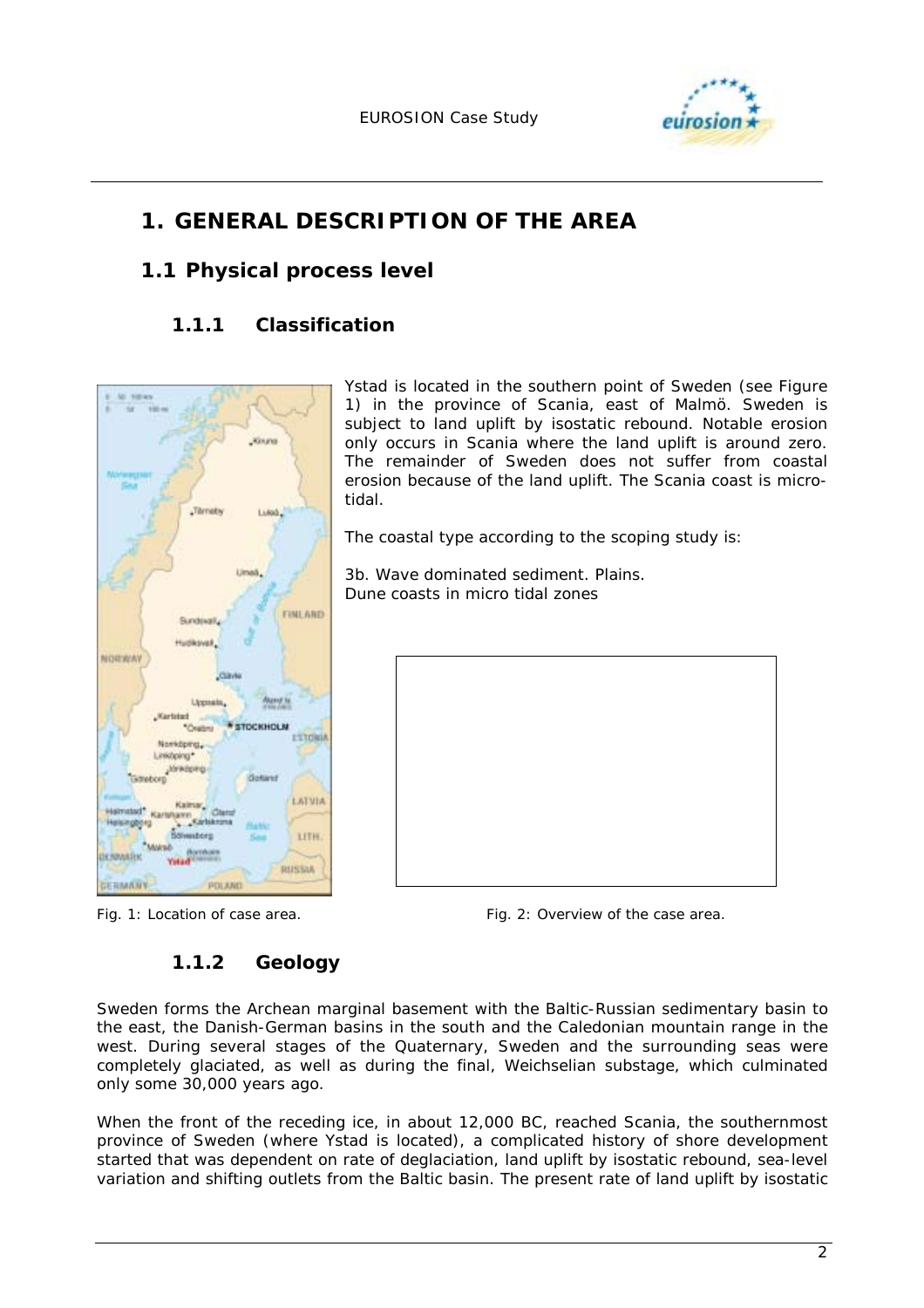# 1. GENERAL DESCRIPTION OF THE AREA

## 1.1 Physical process level

### 1.1.1 Classification

Ystad is located in the southern point of Sweden (see Figure 1) in the province of Scania, east of Malmö. Sweden is subject to land uplift by isostatic rebound. Notable erosion only occurs in Scania where the land uplift is around zero. The remainder of Sweden does not suffer from coastal erosion because of the land uplift. The Scania coast is micro-tidal.

The coastal type according to the scoping study is:

3b. Wave dominated sediment. Plains.
Dune coasts in micro tidal zones

Fig. 1: Location of case area.

Fig. 2: Overview of the case area.

### 1.1.2 Geology

Sweden forms the Archean marginal basement with the Baltic-Russian sedimentary basin to the east, the Danish-German basins in the south and the Caledonian mountain range in the west. During several stages of the Quaternary, Sweden and the surrounding seas were completely glaciated, as well as during the final, Weichselian substage, which culminated only some 30,000 years ago.

When the front of the receding ice, in about 12,000 BC, reached Scania, the southernmost province of Sweden (where Ystad is located), a complicated history of shore development started that was dependent on rate of deglaciation, land uplift by isostatic rebound, sea-level variation and shifting outlets from the Baltic basin. The present rate of land uplift by isostatic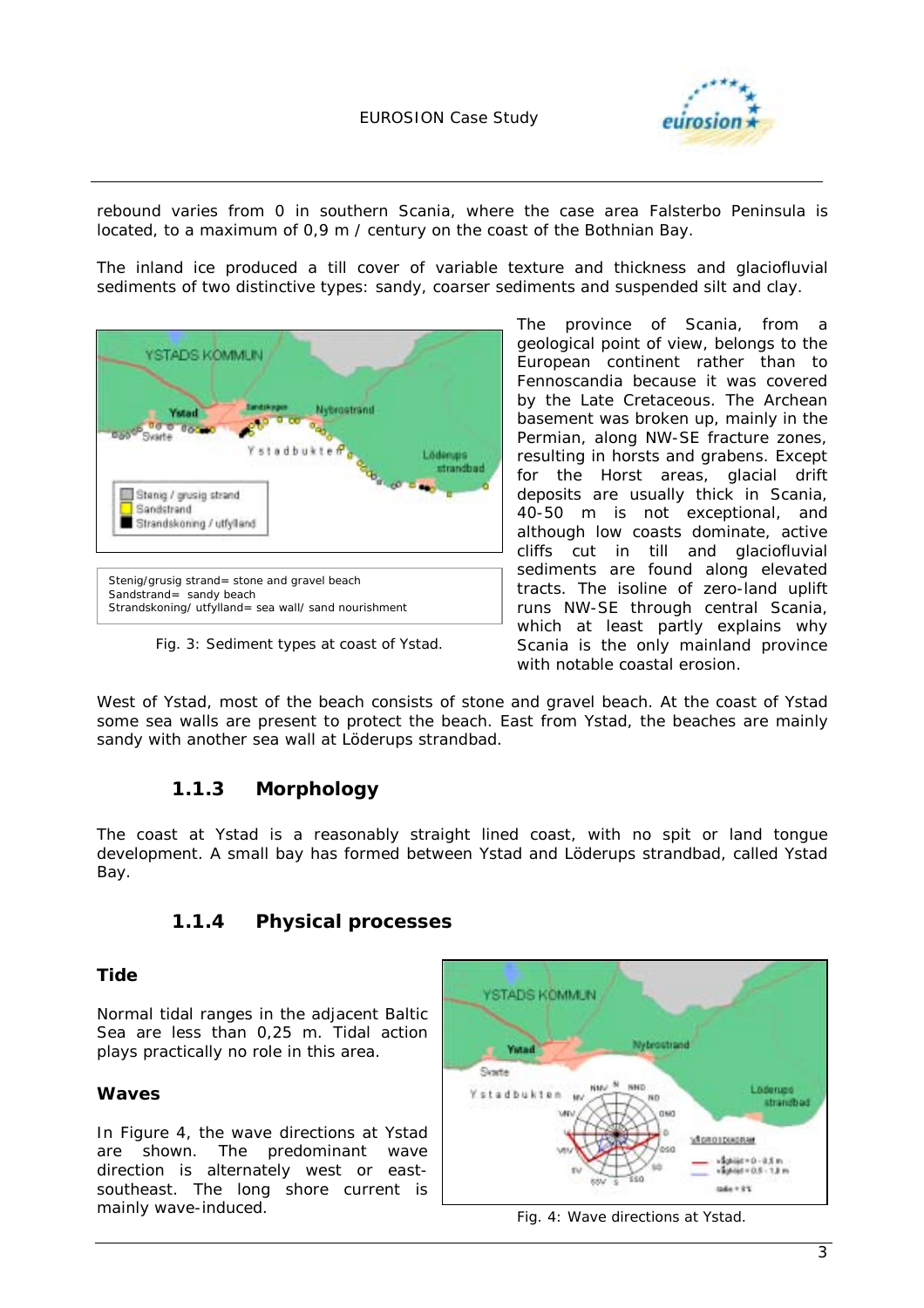rebound varies from 0 in southern Scania, where the case area Falsterbo Peninsula is located, to a maximum of 0,9 m / century on the coast of the Bothnian Bay.

The inland ice produced a till cover of variable texture and thickness and glaciofluvial sediments of two distinctive types: sandy, coarser sediments and suspended silt and clay.

The province of Scania, from a geological point of view, belongs to the European continent rather than to Fennoscandia because it was covered by the Late Cretaceous. The Archean basement was broken up, mainly in the Permian, along NW-SE fracture zones, resulting in horsts and grabens. Except for the Horst areas, glacial drift deposits are usually thick in Scania, 40-50 m is not exceptional, and although low coasts dominate, active cliffs cut in till and glaciofluvial sediments are found along elevated tracts. The isoline of zero-land uplift runs NW-SE through central Scania, which at least partly explains why Scania is the only mainland province with notable coastal erosion.

Stenig/grusig strand= stone and gravel beach
Sandstrand= sandy beach
Strandskoning/ utfylland= sea wall/ sand nourishment

Fig. 3: Sediment types at coast of Ystad.

West of Ystad, most of the beach consists of stone and gravel beach. At the coast of Ystad some sea walls are present to protect the beach. East from Ystad, the beaches are mainly sandy with another sea wall at Löderups strandbad.

### 1.1.3 Morphology

The coast at Ystad is a reasonably straight lined coast, with no spit or land tongue development. A small bay has formed between Ystad and Löderups strandbad, called Ystad Bay.

### 1.1.4 Physical processes

**Tide**

Normal tidal ranges in the adjacent Baltic Sea are less than 0,25 m. Tidal action plays practically no role in this area.

**Waves**

In Figure 4, the wave directions at Ystad are shown. The predominant wave direction is alternately west or east-southeast. The long shore current is mainly wave-induced.

Fig. 4: Wave directions at Ystad.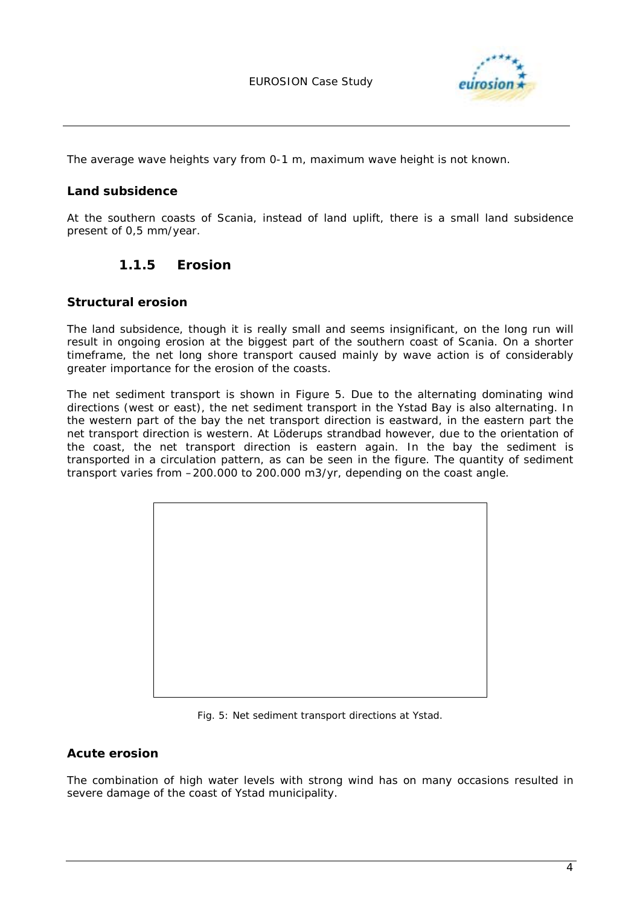The average wave heights vary from 0-1 m, maximum wave height is not known.

**Land subsidence**

At the southern coasts of Scania, instead of land uplift, there is a small land subsidence present of 0,5 mm/year.

### 1.1.5 Erosion

**Structural erosion**

The land subsidence, though it is really small and seems insignificant, on the long run will result in ongoing erosion at the biggest part of the southern coast of Scania. On a shorter timeframe, the net long shore transport caused mainly by wave action is of considerably greater importance for the erosion of the coasts.

The net sediment transport is shown in Figure 5. Due to the alternating dominating wind directions (west or east), the net sediment transport in the Ystad Bay is also alternating. In the western part of the bay the net transport direction is eastward, in the eastern part the net transport direction is western. At Löderups strandbad however, due to the orientation of the coast, the net transport direction is eastern again. In the bay the sediment is transported in a circulation pattern, as can be seen in the figure. The quantity of sediment transport varies from –200.000 to 200.000 m3/yr, depending on the coast angle.

Fig. 5: Net sediment transport directions at Ystad.

**Acute erosion**

The combination of high water levels with strong wind has on many occasions resulted in severe damage of the coast of Ystad municipality.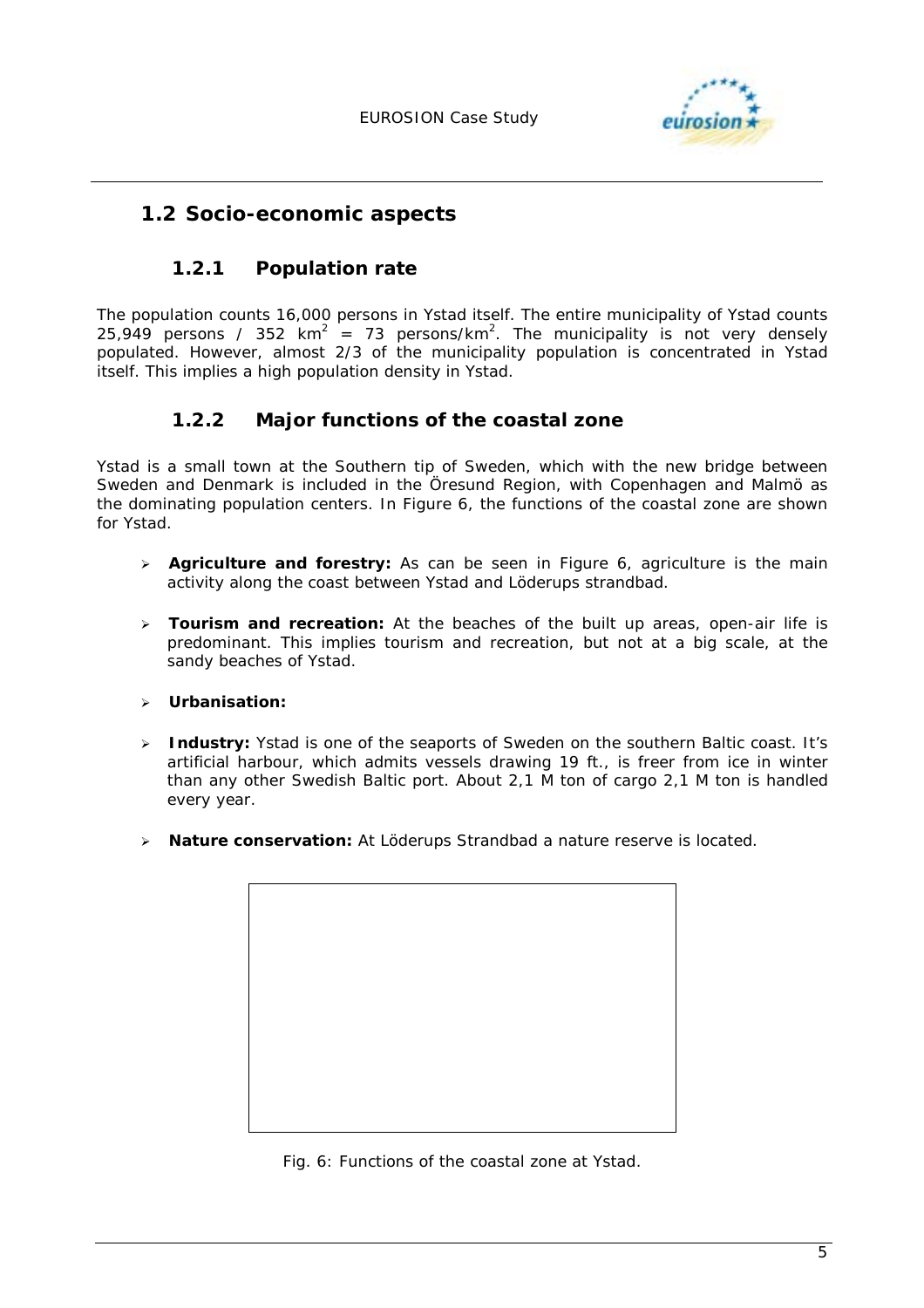## 1.2 Socio-economic aspects

### 1.2.1 Population rate

The population counts 16,000 persons in Ystad itself. The entire municipality of Ystad counts 25,949 persons / 352 $km^2$ = 73 persons/$km^2$. The municipality is not very densely populated. However, almost 2/3 of the municipality population is concentrated in Ystad itself. This implies a high population density in Ystad.

### 1.2.2 Major functions of the coastal zone

Ystad is a small town at the Southern tip of Sweden, which with the new bridge between Sweden and Denmark is included in the Öresund Region, with Copenhagen and Malmö as the dominating population centers. In Figure 6, the functions of the coastal zone are shown for Ystad.

- **Agriculture and forestry:** As can be seen in Figure 6, agriculture is the main activity along the coast between Ystad and Löderups strandbad.
- **Tourism and recreation:** At the beaches of the built up areas, open-air life is predominant. This implies tourism and recreation, but not at a big scale, at the sandy beaches of Ystad.
- **Urbanisation:**
- **Industry:** Ystad is one of the seaports of Sweden on the southern Baltic coast. It's artificial harbour, which admits vessels drawing 19 ft., is freer from ice in winter than any other Swedish Baltic port. About 2,1 M ton of cargo 2,1 M ton is handled every year.
- **Nature conservation:** At Löderups Strandbad a nature reserve is located.

Fig. 6: Functions of the coastal zone at Ystad.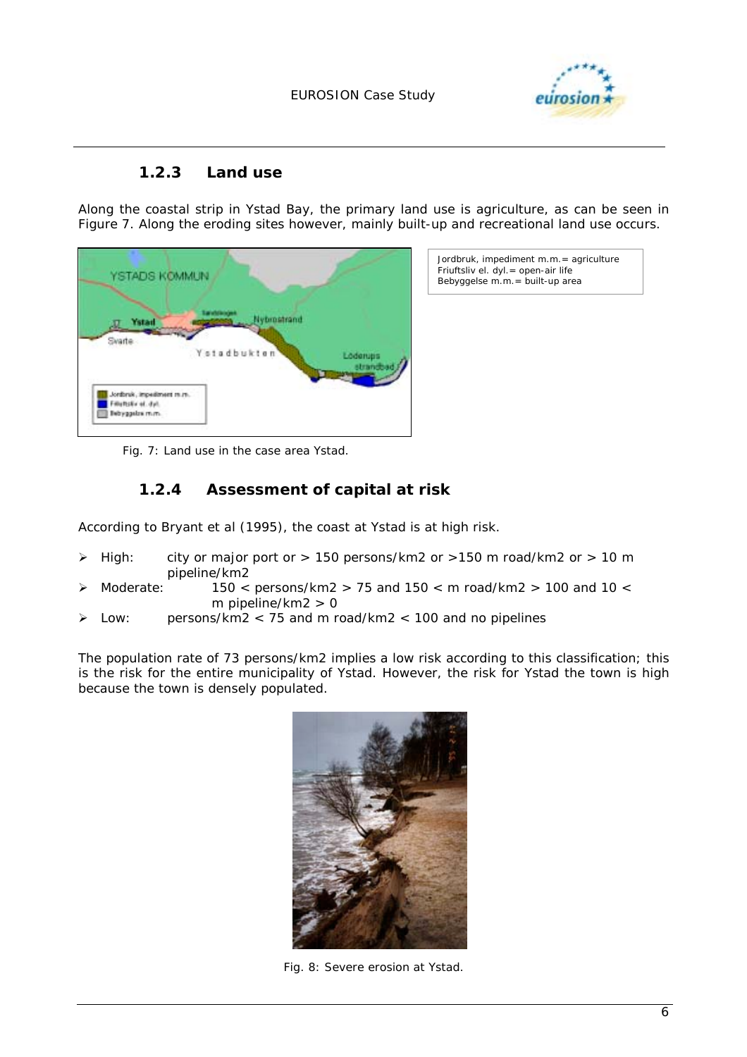### 1.2.3 Land use

Along the coastal strip in Ystad Bay, the primary land use is agriculture, as can be seen in Figure 7. Along the eroding sites however, mainly built-up and recreational land use occurs.

Jordbruk, impediment m.m.= agriculture
Friuftsliv el. dyl.= open-air life
Bebyggelse m.m.= built-up area

Fig. 7: Land use in the case area Ystad.

### 1.2.4 Assessment of capital at risk

According to Bryant et al (1995), the coast at Ystad is at high risk.

- High: city or major port or > 150 persons/km2 or >150 m road/km2 or > 10 m pipeline/km2
- Moderate: 150 < persons/km2 > 75 and 150 < m road/km2 > 100 and 10 < m pipeline/km2 > 0
- Low: persons/km2 < 75 and m road/km2 < 100 and no pipelines

The population rate of 73 persons/km2 implies a low risk according to this classification; this is the risk for the entire municipality of Ystad. However, the risk for Ystad the town is high because the town is densely populated.

Fig. 8: Severe erosion at Ystad.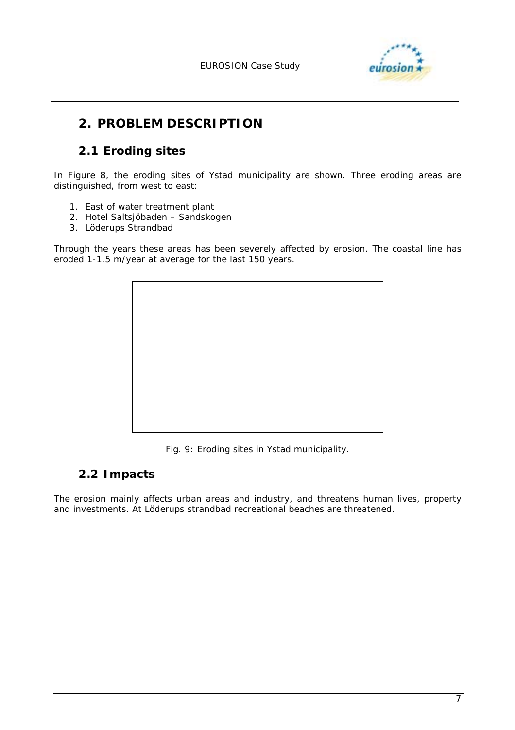## 2. PROBLEM DESCRIPTION

### 2.1 Eroding sites

In Figure 8, the eroding sites of Ystad municipality are shown. Three eroding areas are distinguished, from west to east:

1. East of water treatment plant
2. Hotel Saltsjöbaden – Sandskogen
3. Löderups Strandbad

Through the years these areas has been severely affected by erosion. The coastal line has eroded 1-1.5 m/year at average for the last 150 years.

Fig. 9: Eroding sites in Ystad municipality.

### 2.2 Impacts

The erosion mainly affects urban areas and industry, and threatens human lives, property and investments. At Löderups strandbad recreational beaches are threatened.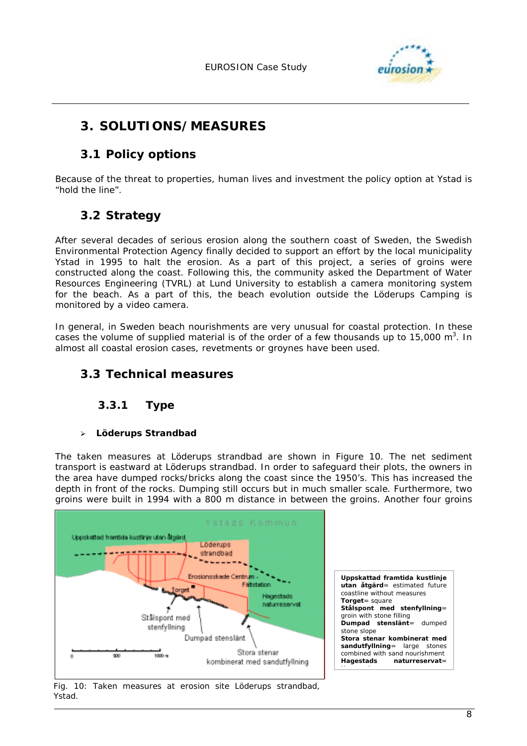# 3. SOLUTIONS/MEASURES

## 3.1 Policy options

Because of the threat to properties, human lives and investment the policy option at Ystad is "hold the line".

## 3.2 Strategy

After several decades of serious erosion along the southern coast of Sweden, the Swedish Environmental Protection Agency finally decided to support an effort by the local municipality Ystad in 1995 to halt the erosion. As a part of this project, a series of groins were constructed along the coast. Following this, the community asked the Department of Water Resources Engineering (TVRL) at Lund University to establish a camera monitoring system for the beach. As a part of this, the beach evolution outside the Löderups Camping is monitored by a video camera.

In general, in Sweden beach nourishments are very unusual for coastal protection. In these cases the volume of supplied material is of the order of a few thousands up to 15,000 m$^3$. In almost all coastal erosion cases, revetments or groynes have been used.

## 3.3 Technical measures

### 3.3.1 Type

- **Löderups Strandbad**

The taken measures at Löderups strandbad are shown in Figure 10. The net sediment transport is eastward at Löderups strandbad. In order to safeguard their plots, the owners in the area have dumped rocks/bricks along the coast since the 1950's. This has increased the depth in front of the rocks. Dumping still occurs but in much smaller scale. Furthermore, two groins were built in 1994 with a 800 m distance in between the groins. Another four groins

Fig. 10: Taken measures at erosion site Löderups strandbad, Ystad.

**Uppskattad framtida kustlinje utan åtgärd**= estimated future coastline without measures
**Torget**= square
**Stålspont med stenfyllning**= groin with stone filling
**Dumpad stenslänt**= dumped stone slope
**Stora stenar kombinerat med sandutfyllning**= large stones combined with sand nourishment
**Hagestads naturreservat**=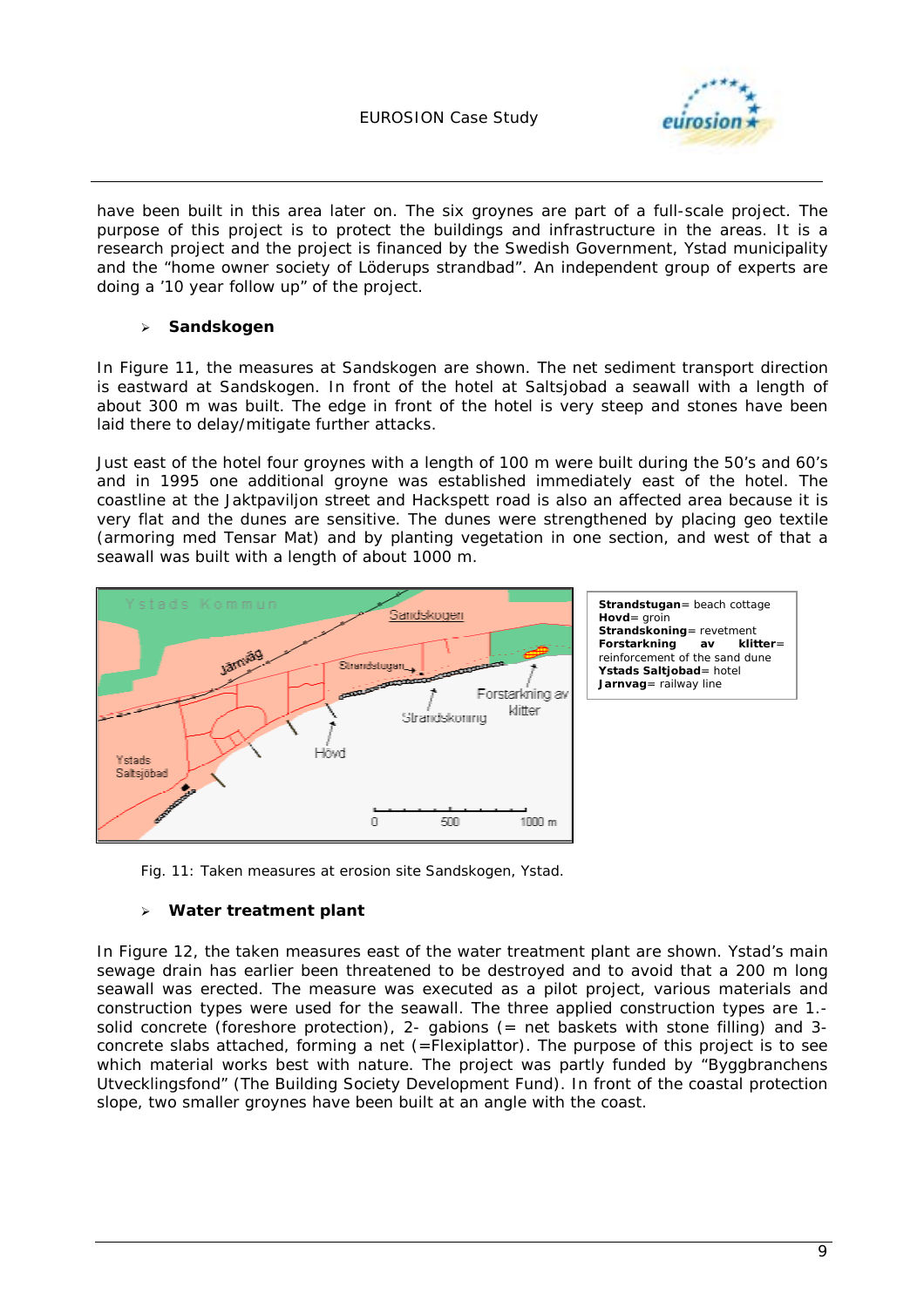have been built in this area later on. The six groynes are part of a full-scale project. The purpose of this project is to protect the buildings and infrastructure in the areas. It is a research project and the project is financed by the Swedish Government, Ystad municipality and the "home owner society of Löderups strandbad". An independent group of experts are doing a '10 year follow up" of the project.

- **Sandskogen**

In Figure 11, the measures at Sandskogen are shown. The net sediment transport direction is eastward at Sandskogen. In front of the hotel at Saltsjobad a seawall with a length of about 300 m was built. The edge in front of the hotel is very steep and stones have been laid there to delay/mitigate further attacks.

Just east of the hotel four groynes with a length of 100 m were built during the 50's and 60's and in 1995 one additional groyne was established immediately east of the hotel. The coastline at the Jaktpaviljon street and Hackspett road is also an affected area because it is very flat and the dunes are sensitive. The dunes were strengthened by placing geo textile (armoring med Tensar Mat) and by planting vegetation in one section, and west of that a seawall was built with a length of about 1000 m.

**Strandstugan**= beach cottage
**Hovd**= groin
**Strandskoning**= revetment
**Forstarkning av klitter**= reinforcement of the sand dune
**Ystads Saltjobad**= hotel
**Jarnvag**= railway line

Fig. 11: Taken measures at erosion site Sandskogen, Ystad.

- **Water treatment plant**

In Figure 12, the taken measures east of the water treatment plant are shown. Ystad's main sewage drain has earlier been threatened to be destroyed and to avoid that a 200 m long seawall was erected. The measure was executed as a pilot project, various materials and construction types were used for the seawall. The three applied construction types are 1.- solid concrete (foreshore protection), 2- gabions (= net baskets with stone filling) and 3- concrete slabs attached, forming a net (=Flexiplattor). The purpose of this project is to see which material works best with nature. The project was partly funded by "Byggbranchens Utvecklingsfond" (The Building Society Development Fund). In front of the coastal protection slope, two smaller groynes have been built at an angle with the coast.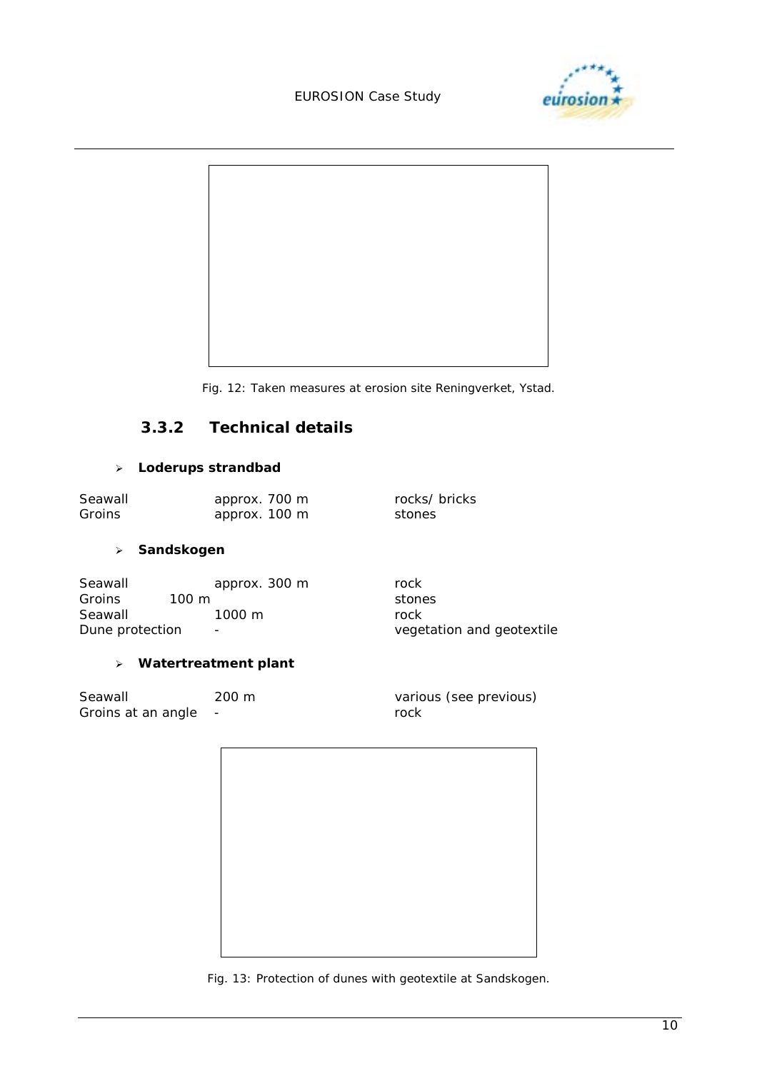Fig. 12: Taken measures at erosion site Reningverket, Ystad.

### 3.3.2 Technical details

- **Loderups strandbad**

| | | |
|---|---|---|
| Seawall | approx. 700 m | rocks/ bricks |
| Groins | approx. 100 m | stones |

- **Sandskogen**

| | | |
|---|---|---|
| Seawall | approx. 300 m | rock |
| Groins | 100 m | stones |
| Seawall | 1000 m | rock |
| Dune protection | - | vegetation and geotextile |

- **Watertreatment plant**

| | | |
|---|---|---|
| Seawall | 200 m | various (see previous) |
| Groins at an angle | - | rock |

Fig. 13: Protection of dunes with geotextile at Sandskogen.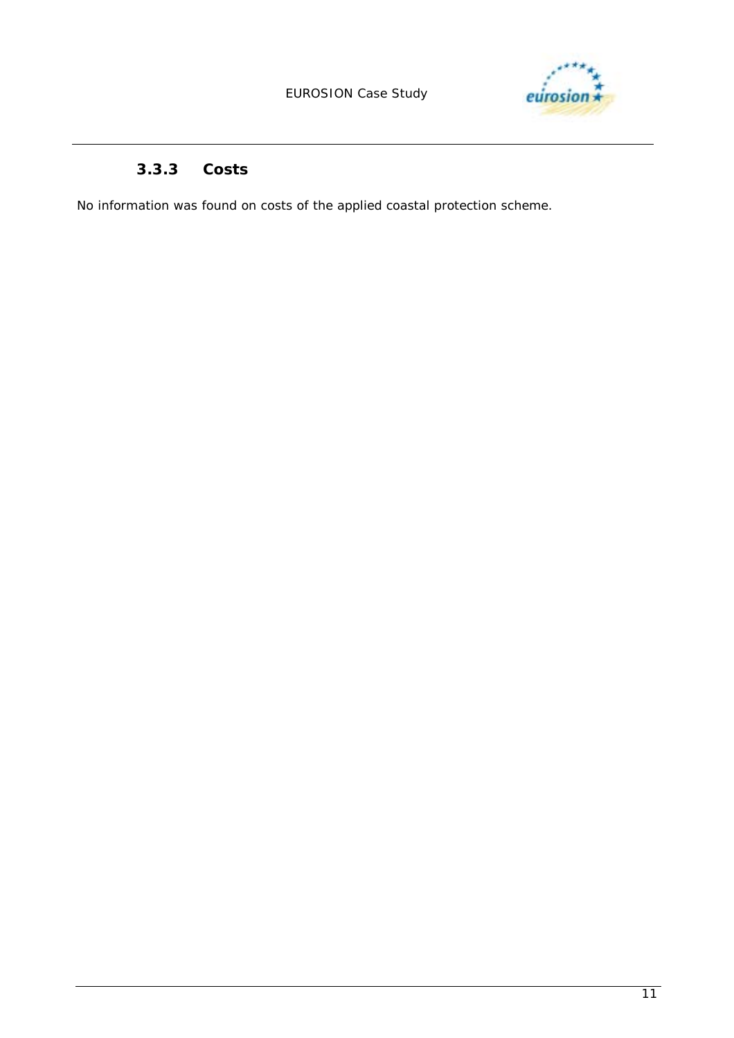### 3.3.3 Costs

No information was found on costs of the applied coastal protection scheme.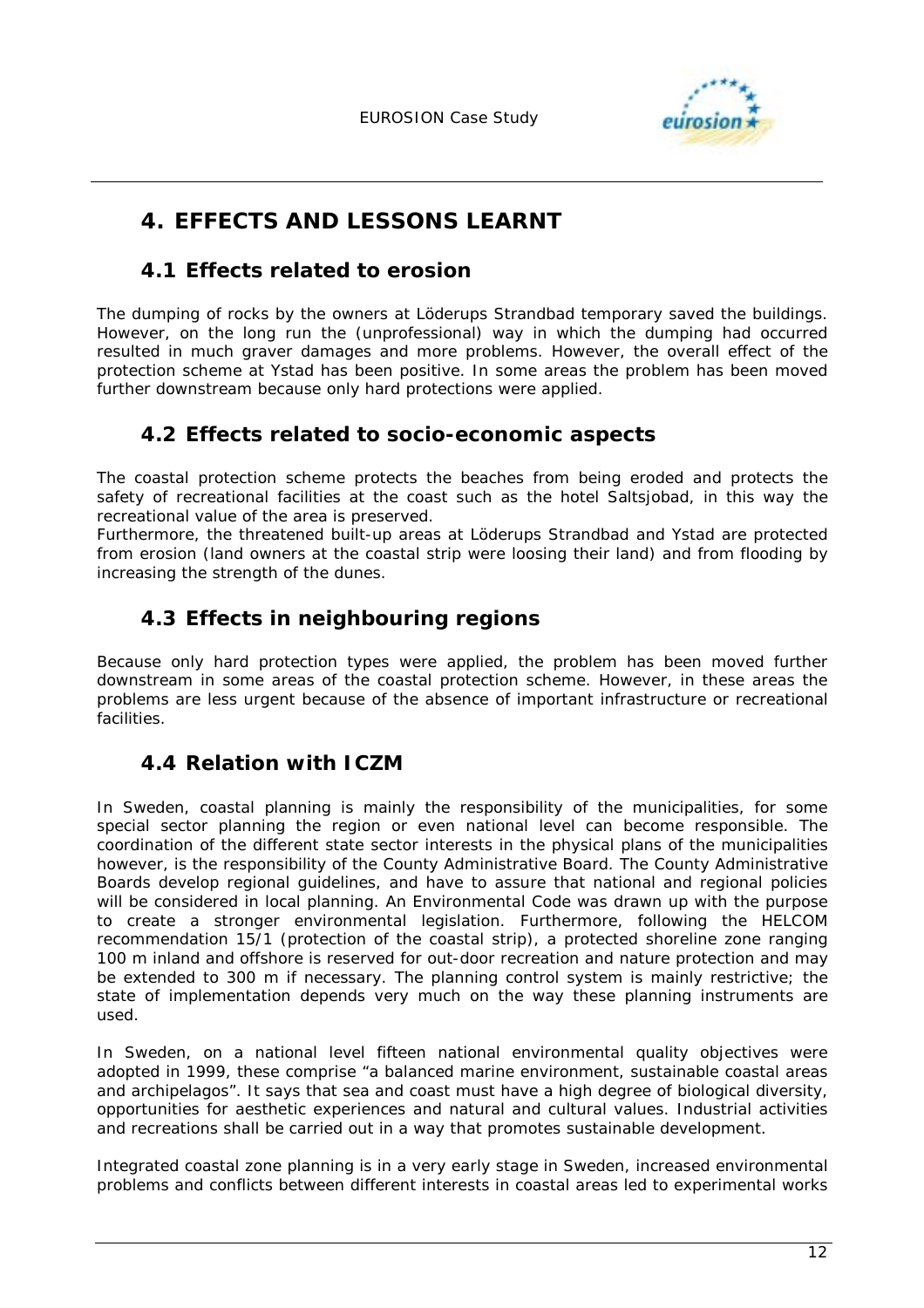# 4. EFFECTS AND LESSONS LEARNT

## 4.1 Effects related to erosion

The dumping of rocks by the owners at Löderups Strandbad temporary saved the buildings. However, on the long run the (unprofessional) way in which the dumping had occurred resulted in much graver damages and more problems. However, the overall effect of the protection scheme at Ystad has been positive. In some areas the problem has been moved further downstream because only hard protections were applied.

## 4.2 Effects related to socio-economic aspects

The coastal protection scheme protects the beaches from being eroded and protects the safety of recreational facilities at the coast such as the hotel Saltsjobad, in this way the recreational value of the area is preserved.
Furthermore, the threatened built-up areas at Löderups Strandbad and Ystad are protected from erosion (land owners at the coastal strip were loosing their land) and from flooding by increasing the strength of the dunes.

## 4.3 Effects in neighbouring regions

Because only hard protection types were applied, the problem has been moved further downstream in some areas of the coastal protection scheme. However, in these areas the problems are less urgent because of the absence of important infrastructure or recreational facilities.

## 4.4 Relation with ICZM

In Sweden, coastal planning is mainly the responsibility of the municipalities, for some special sector planning the region or even national level can become responsible. The coordination of the different state sector interests in the physical plans of the municipalities however, is the responsibility of the County Administrative Board. The County Administrative Boards develop regional guidelines, and have to assure that national and regional policies will be considered in local planning. An Environmental Code was drawn up with the purpose to create a stronger environmental legislation. Furthermore, following the HELCOM recommendation 15/1 (protection of the coastal strip), a protected shoreline zone ranging 100 m inland and offshore is reserved for out-door recreation and nature protection and may be extended to 300 m if necessary. The planning control system is mainly restrictive; the state of implementation depends very much on the way these planning instruments are used.

In Sweden, on a national level fifteen national environmental quality objectives were adopted in 1999, these comprise "a balanced marine environment, sustainable coastal areas and archipelagos". It says that sea and coast must have a high degree of biological diversity, opportunities for aesthetic experiences and natural and cultural values. Industrial activities and recreations shall be carried out in a way that promotes sustainable development.

Integrated coastal zone planning is in a very early stage in Sweden, increased environmental problems and conflicts between different interests in coastal areas led to experimental works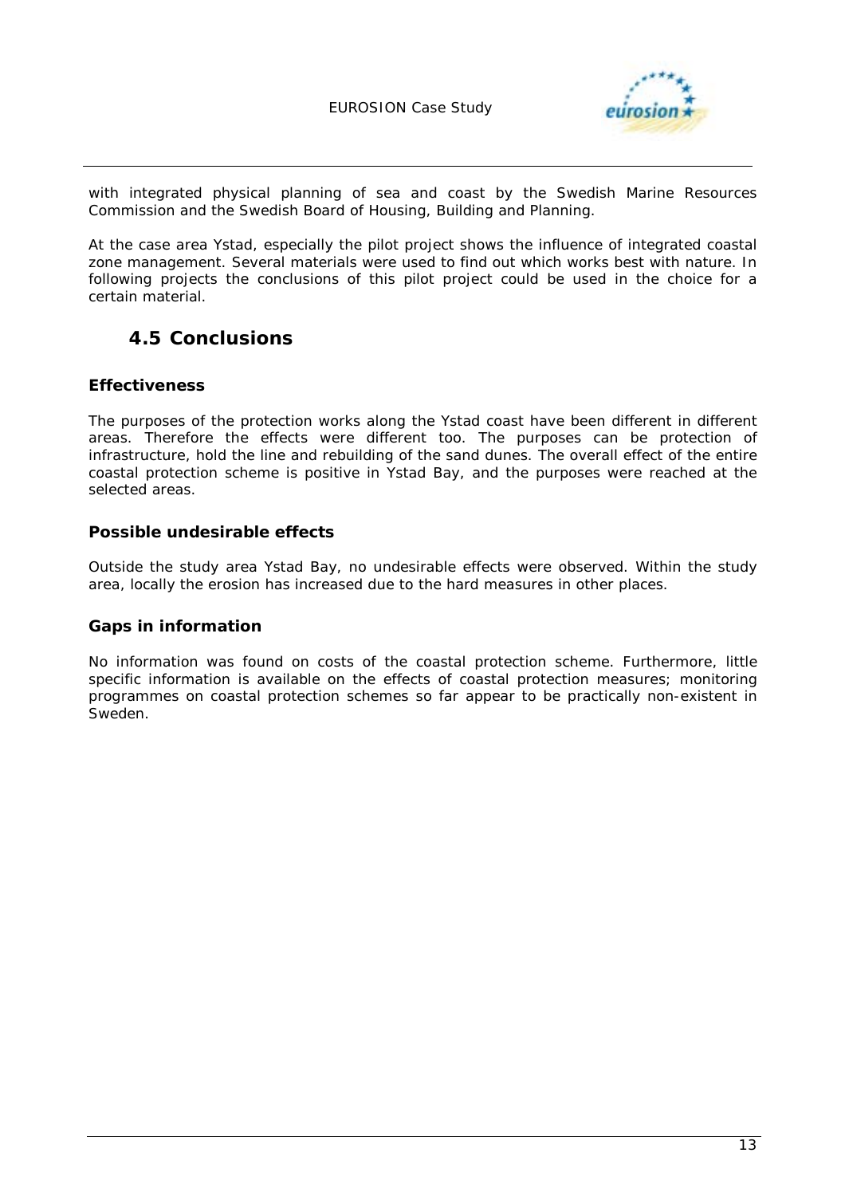with integrated physical planning of sea and coast by the Swedish Marine Resources Commission and the Swedish Board of Housing, Building and Planning.

At the case area Ystad, especially the pilot project shows the influence of integrated coastal zone management. Several materials were used to find out which works best with nature. In following projects the conclusions of this pilot project could be used in the choice for a certain material.

## 4.5 Conclusions

### Effectiveness

The purposes of the protection works along the Ystad coast have been different in different areas. Therefore the effects were different too. The purposes can be protection of infrastructure, hold the line and rebuilding of the sand dunes. The overall effect of the entire coastal protection scheme is positive in Ystad Bay, and the purposes were reached at the selected areas.

### Possible undesirable effects

Outside the study area Ystad Bay, no undesirable effects were observed. Within the study area, locally the erosion has increased due to the hard measures in other places.

### Gaps in information

No information was found on costs of the coastal protection scheme. Furthermore, little specific information is available on the effects of coastal protection measures; monitoring programmes on coastal protection schemes so far appear to be practically non-existent in Sweden.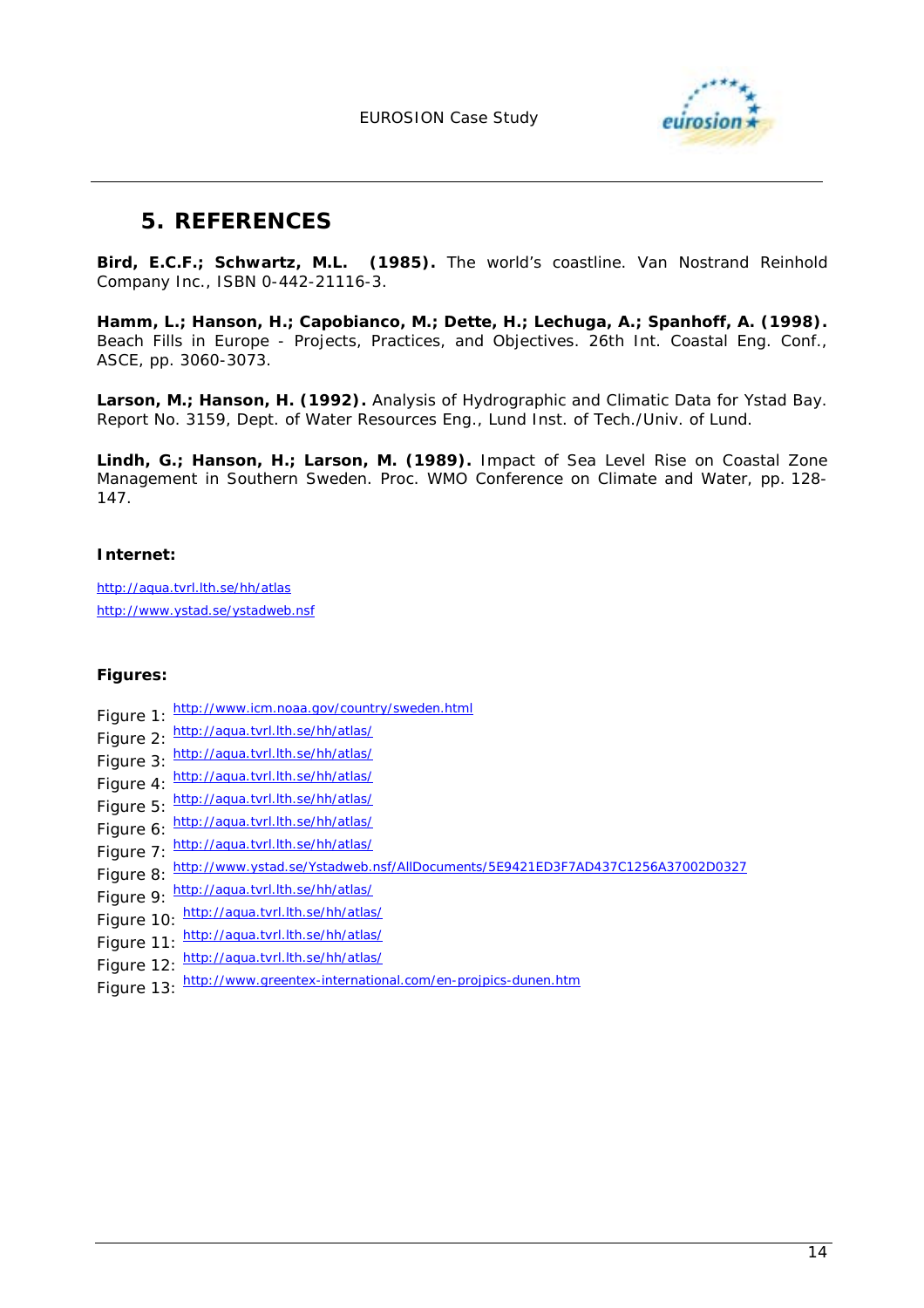# 5. REFERENCES

**Bird, E.C.F.; Schwartz, M.L. (1985).** The world's coastline. Van Nostrand Reinhold Company Inc., ISBN 0-442-21116-3.

**Hamm, L.; Hanson, H.; Capobianco, M.; Dette, H.; Lechuga, A.; Spanhoff, A. (1998).** Beach Fills in Europe - Projects, Practices, and Objectives. 26th Int. Coastal Eng. Conf., ASCE, pp. 3060-3073.

**Larson, M.; Hanson, H. (1992).** Analysis of Hydrographic and Climatic Data for Ystad Bay. Report No. 3159, Dept. of Water Resources Eng., Lund Inst. of Tech./Univ. of Lund.

**Lindh, G.; Hanson, H.; Larson, M. (1989).** Impact of Sea Level Rise on Coastal Zone Management in Southern Sweden. Proc. WMO Conference on Climate and Water, pp. 128-147.

**Internet:**

http://aqua.tvrl.lth.se/hh/atlas
http://www.ystad.se/ystadweb.nsf

**Figures:**

Figure 1: http://www.icm.noaa.gov/country/sweden.html
Figure 2: http://aqua.tvrl.lth.se/hh/atlas/
Figure 3: http://aqua.tvrl.lth.se/hh/atlas/
Figure 4: http://aqua.tvrl.lth.se/hh/atlas/
Figure 5: http://aqua.tvrl.lth.se/hh/atlas/
Figure 6: http://aqua.tvrl.lth.se/hh/atlas/
Figure 7: http://aqua.tvrl.lth.se/hh/atlas/
Figure 8: http://www.ystad.se/Ystadweb.nsf/AllDocuments/5E9421ED3F7AD437C1256A37002D0327
Figure 9: http://aqua.tvrl.lth.se/hh/atlas/
Figure 10: http://aqua.tvrl.lth.se/hh/atlas/
Figure 11: http://aqua.tvrl.lth.se/hh/atlas/
Figure 12: http://aqua.tvrl.lth.se/hh/atlas/
Figure 13: http://www.greentex-international.com/en-projpics-dunen.htm